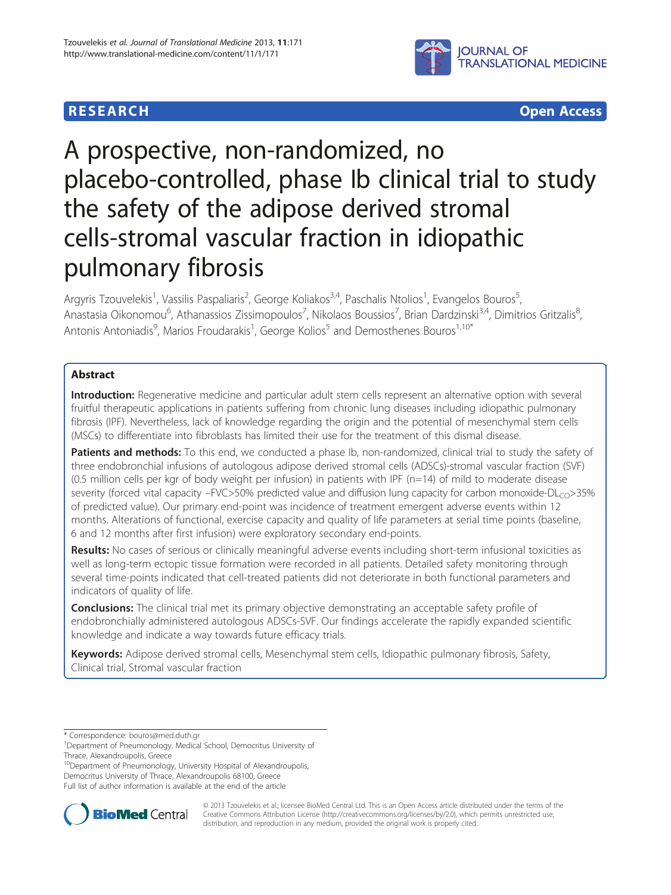**RESEARCH** **Open Access**

# A prospective, non-randomized, no placebo-controlled, phase Ib clinical trial to study the safety of the adipose derived stromal cells-stromal vascular fraction in idiopathic pulmonary fibrosis

Argyris Tzouvelekis[1], Vassilis Paspaliaris[2], George Koliakos[3,4], Paschalis Ntolios[1], Evangelos Bouros[5], Anastasia Oikonomou[6], Athanassios Zissimopoulos[7], Nikolaos Boussios[7], Brian Dardzinski[3,4], Dimitrios Gritzalis[8], Antonis Antoniadis[9], Marios Froudarakis[1], George Kolios[5] and Demosthenes Bouros[1,10*]

## Abstract

**Introduction:** Regenerative medicine and particular adult stem cells represent an alternative option with several fruitful therapeutic applications in patients suffering from chronic lung diseases including idiopathic pulmonary fibrosis (IPF). Nevertheless, lack of knowledge regarding the origin and the potential of mesenchymal stem cells (MSCs) to differentiate into fibroblasts has limited their use for the treatment of this dismal disease.

**Patients and methods:** To this end, we conducted a phase Ib, non-randomized, clinical trial to study the safety of three endobronchial infusions of autologous adipose derived stromal cells (ADSCs)-stromal vascular fraction (SVF) (0.5 million cells per kgr of body weight per infusion) in patients with IPF (n=14) of mild to moderate disease severity (forced vital capacity –FVC>50% predicted value and diffusion lung capacity for carbon monoxide-$DL_{CO}$>35% of predicted value). Our primary end-point was incidence of treatment emergent adverse events within 12 months. Alterations of functional, exercise capacity and quality of life parameters at serial time points (baseline, 6 and 12 months after first infusion) were exploratory secondary end-points.

**Results:** No cases of serious or clinically meaningful adverse events including short-term infusional toxicities as well as long-term ectopic tissue formation were recorded in all patients. Detailed safety monitoring through several time-points indicated that cell-treated patients did not deteriorate in both functional parameters and indicators of quality of life.

**Conclusions:** The clinical trial met its primary objective demonstrating an acceptable safety profile of endobronchially administered autologous ADSCs-SVF. Our findings accelerate the rapidly expanded scientific knowledge and indicate a way towards future efficacy trials.

**Keywords:** Adipose derived stromal cells, Mesenchymal stem cells, Idiopathic pulmonary fibrosis, Safety, Clinical trial, Stromal vascular fraction

---

\* Correspondence: bouros@med.duth.gr
[1]Department of Pneumonology, Medical School, Democritus University of Thrace, Alexandroupolis, Greece
[10]Department of Pneumonology, University Hospital of Alexandroupolis, Democritus University of Thrace, Alexandroupolis 68100, Greece
Full list of author information is available at the end of the article

© 2013 Tzouvelekis et al.; licensee BioMed Central Ltd. This is an Open Access article distributed under the terms of the Creative Commons Attribution License (http://creativecommons.org/licenses/by/2.0), which permits unrestricted use, distribution, and reproduction in any medium, provided the original work is properly cited.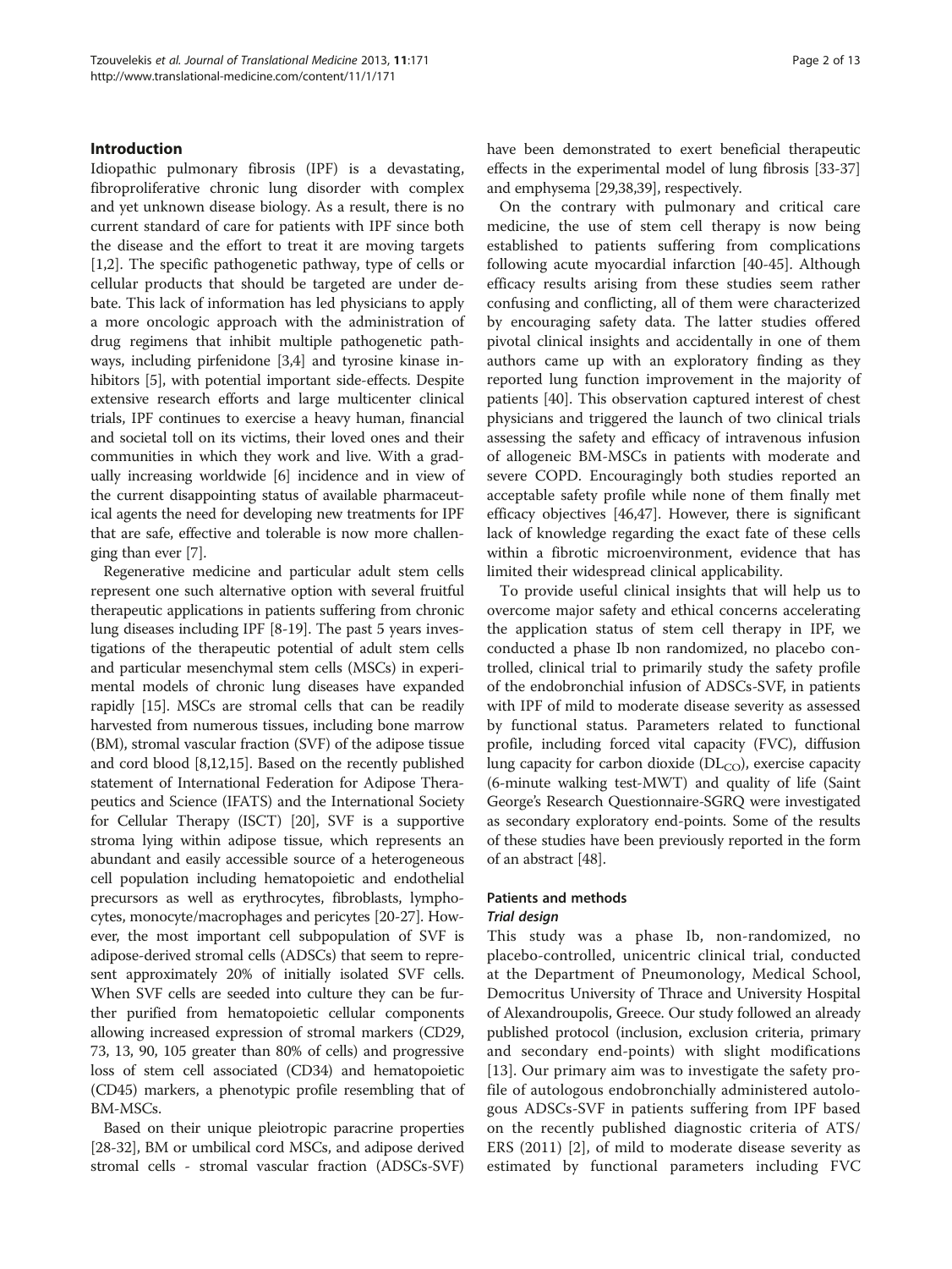## Introduction

Idiopathic pulmonary fibrosis (IPF) is a devastating, fibroproliferative chronic lung disorder with complex and yet unknown disease biology. As a result, there is no current standard of care for patients with IPF since both the disease and the effort to treat it are moving targets [1,2]. The specific pathogenetic pathway, type of cells or cellular products that should be targeted are under debate. This lack of information has led physicians to apply a more oncologic approach with the administration of drug regimens that inhibit multiple pathogenetic pathways, including pirfenidone [3,4] and tyrosine kinase inhibitors [5], with potential important side-effects. Despite extensive research efforts and large multicenter clinical trials, IPF continues to exercise a heavy human, financial and societal toll on its victims, their loved ones and their communities in which they work and live. With a gradually increasing worldwide [6] incidence and in view of the current disappointing status of available pharmaceutical agents the need for developing new treatments for IPF that are safe, effective and tolerable is now more challenging than ever [7].

Regenerative medicine and particular adult stem cells represent one such alternative option with several fruitful therapeutic applications in patients suffering from chronic lung diseases including IPF [8-19]. The past 5 years investigations of the therapeutic potential of adult stem cells and particular mesenchymal stem cells (MSCs) in experimental models of chronic lung diseases have expanded rapidly [15]. MSCs are stromal cells that can be readily harvested from numerous tissues, including bone marrow (BM), stromal vascular fraction (SVF) of the adipose tissue and cord blood [8,12,15]. Based on the recently published statement of International Federation for Adipose Therapeutics and Science (IFATS) and the International Society for Cellular Therapy (ISCT) [20], SVF is a supportive stroma lying within adipose tissue, which represents an abundant and easily accessible source of a heterogeneous cell population including hematopoietic and endothelial precursors as well as erythrocytes, fibroblasts, lymphocytes, monocyte/macrophages and pericytes [20-27]. However, the most important cell subpopulation of SVF is adipose-derived stromal cells (ADSCs) that seem to represent approximately 20% of initially isolated SVF cells. When SVF cells are seeded into culture they can be further purified from hematopoietic cellular components allowing increased expression of stromal markers (CD29, 73, 13, 90, 105 greater than 80% of cells) and progressive loss of stem cell associated (CD34) and hematopoietic (CD45) markers, a phenotypic profile resembling that of BM-MSCs.

Based on their unique pleiotropic paracrine properties [28-32], BM or umbilical cord MSCs, and adipose derived stromal cells - stromal vascular fraction (ADSCs-SVF) have been demonstrated to exert beneficial therapeutic effects in the experimental model of lung fibrosis [33-37] and emphysema [29,38,39], respectively.

On the contrary with pulmonary and critical care medicine, the use of stem cell therapy is now being established to patients suffering from complications following acute myocardial infarction [40-45]. Although efficacy results arising from these studies seem rather confusing and conflicting, all of them were characterized by encouraging safety data. The latter studies offered pivotal clinical insights and accidentally in one of them authors came up with an exploratory finding as they reported lung function improvement in the majority of patients [40]. This observation captured interest of chest physicians and triggered the launch of two clinical trials assessing the safety and efficacy of intravenous infusion of allogeneic BM-MSCs in patients with moderate and severe COPD. Encouragingly both studies reported an acceptable safety profile while none of them finally met efficacy objectives [46,47]. However, there is significant lack of knowledge regarding the exact fate of these cells within a fibrotic microenvironment, evidence that has limited their widespread clinical applicability.

To provide useful clinical insights that will help us to overcome major safety and ethical concerns accelerating the application status of stem cell therapy in IPF, we conducted a phase Ib non randomized, no placebo controlled, clinical trial to primarily study the safety profile of the endobronchial infusion of ADSCs-SVF, in patients with IPF of mild to moderate disease severity as assessed by functional status. Parameters related to functional profile, including forced vital capacity (FVC), diffusion lung capacity for carbon dioxide ($DL_{CO}$), exercise capacity (6-minute walking test-MWT) and quality of life (Saint George's Research Questionnaire-SGRQ were investigated as secondary exploratory end-points. Some of the results of these studies have been previously reported in the form of an abstract [48].

## Patients and methods

### Trial design

This study was a phase Ib, non-randomized, no placebo-controlled, unicentric clinical trial, conducted at the Department of Pneumonology, Medical School, Democritus University of Thrace and University Hospital of Alexandroupolis, Greece. Our study followed an already published protocol (inclusion, exclusion criteria, primary and secondary end-points) with slight modifications [13]. Our primary aim was to investigate the safety profile of autologous endobronchially administered autologous ADSCs-SVF in patients suffering from IPF based on the recently published diagnostic criteria of ATS/ERS (2011) [2], of mild to moderate disease severity as estimated by functional parameters including FVC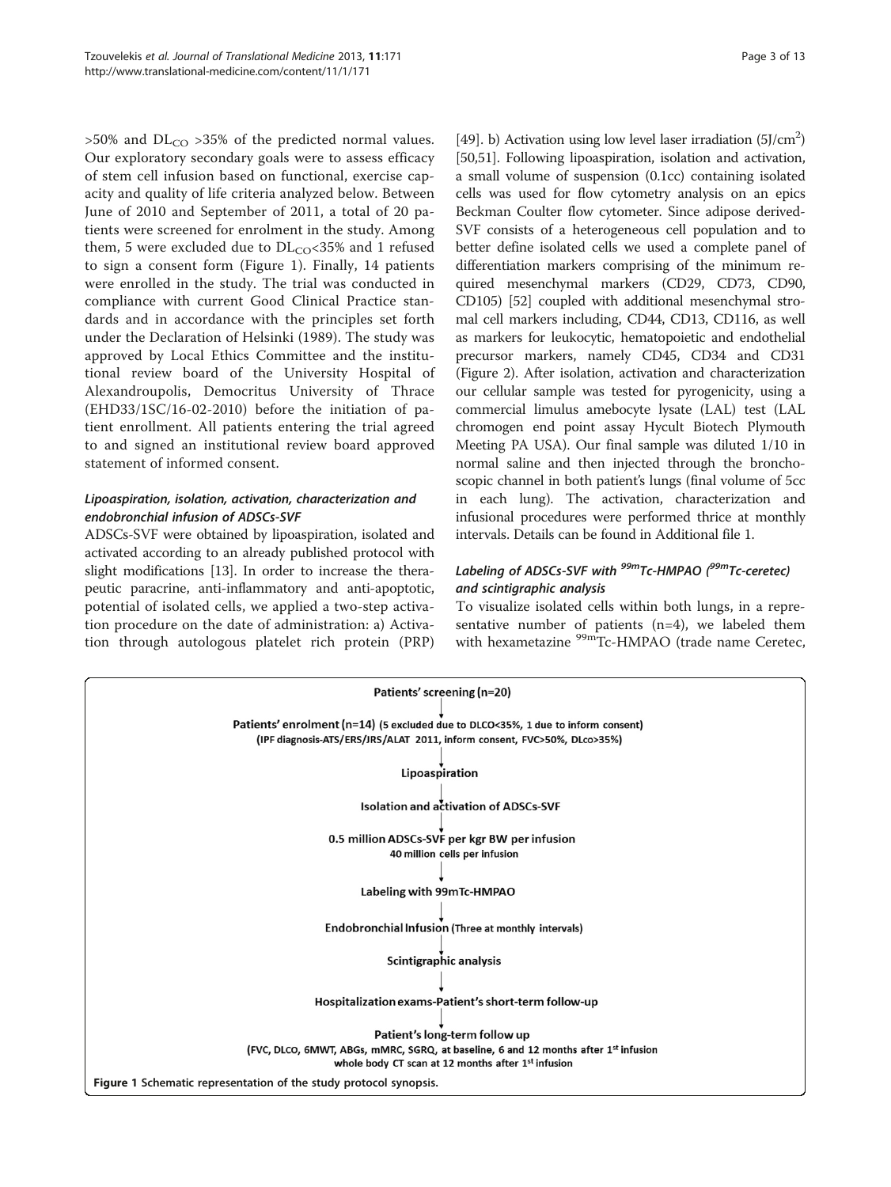>50% and $DL_{CO}$ >35% of the predicted normal values. Our exploratory secondary goals were to assess efficacy of stem cell infusion based on functional, exercise capacity and quality of life criteria analyzed below. Between June of 2010 and September of 2011, a total of 20 patients were screened for enrolment in the study. Among them, 5 were excluded due to $DL_{CO}$<35% and 1 refused to sign a consent form (Figure 1). Finally, 14 patients were enrolled in the study. The trial was conducted in compliance with current Good Clinical Practice standards and in accordance with the principles set forth under the Declaration of Helsinki (1989). The study was approved by Local Ethics Committee and the institutional review board of the University Hospital of Alexandroupolis, Democritus University of Thrace (EHD33/1SC/16-02-2010) before the initiation of patient enrollment. All patients entering the trial agreed to and signed an institutional review board approved statement of informed consent.

### *Lipoaspiration, isolation, activation, characterization and endobronchial infusion of ADSCs-SVF*

ADSCs-SVF were obtained by lipoaspiration, isolated and activated according to an already published protocol with slight modifications [13]. In order to increase the therapeutic paracrine, anti-inflammatory and anti-apoptotic, potential of isolated cells, we applied a two-step activation procedure on the date of administration: a) Activation through autologous platelet rich protein (PRP) [49]. b) Activation using low level laser irradiation (5J/$cm^2$) [50,51]. Following lipoaspiration, isolation and activation, a small volume of suspension (0.1cc) containing isolated cells was used for flow cytometry analysis on an epics Beckman Coulter flow cytometer. Since adipose derived-SVF consists of a heterogeneous cell population and to better define isolated cells we used a complete panel of differentiation markers comprising of the minimum required mesenchymal markers (CD29, CD73, CD90, CD105) [52] coupled with additional mesenchymal stromal cell markers including, CD44, CD13, CD116, as well as markers for leukocytic, hematopoietic and endothelial precursor markers, namely CD45, CD34 and CD31 (Figure 2). After isolation, activation and characterization our cellular sample was tested for pyrogenicity, using a commercial limulus amebocyte lysate (LAL) test (LAL chromogen end point assay Hycult Biotech Plymouth Meeting PA USA). Our final sample was diluted 1/10 in normal saline and then injected through the bronchoscopic channel in both patient's lungs (final volume of 5cc in each lung). The activation, characterization and infusional procedures were performed thrice at monthly intervals. Details can be found in Additional file 1.

### *Labeling of ADSCs-SVF with $^{99m}$Tc-HMPAO ($^{99m}$Tc-ceretec) and scintigraphic analysis*

To visualize isolated cells within both lungs, in a representative number of patients (n=4), we labeled them with hexametazine $^{99m}$Tc-HMPAO (trade name Ceretec,

Patients' screening (n=20)

↓

Patients' enrolment (n=14) (5 excluded due to DLCO<35%, 1 due to inform consent)
(IPF diagnosis-ATS/ERS/JRS/ALAT 2011, inform consent, FVC>50%, DLco>35%)

↓

Lipoaspiration

↓

Isolation and activation of ADSCs-SVF

↓

0.5 million ADSCs-SVF per kgr BW per infusion
40 million cells per infusion

↓

Labeling with 99mTc-HMPAO

↓

Endobronchial Infusion (Three at monthly intervals)

↓

Scintigraphic analysis

↓

Hospitalization exams-Patient's short-term follow-up

↓

Patient's long-term follow up
(FVC, DLCO, 6MWT, ABGs, mMRC, SGRQ, at baseline, 6 and 12 months after 1st infusion
whole body CT scan at 12 months after 1st infusion

**Figure 1** Schematic representation of the study protocol synopsis.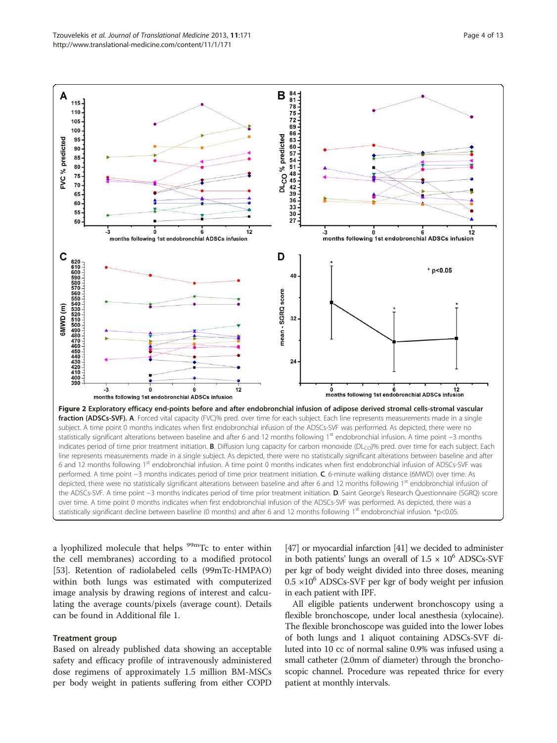**Figure 2 Exploratory efficacy end-points before and after endobronchial infusion of adipose derived stromal cells-stromal vascular fraction (ADSCs-SVF). A**. Forced vital capacity (FVC)% pred. over time for each subject. Each line represents measurements made in a single subject. A time point 0 months indicates when first endobronchial infusion of the ADSCs-SVF was performed. As depicted, there were no statistically significant alterations between baseline and after 6 and 12 months following 1st endobronchial infusion. A time point −3 months indicates period of time prior treatment initiation. **B**. Diffusion lung capacity for carbon monoxide ($DL_{CO}$)% pred. over time for each subject. Each line represents measurements made in a single subject. As depicted, there were no statistically significant alterations between baseline and after 6 and 12 months following 1st endobronchial infusion. A time point 0 months indicates when first endobronchial infusion of ADSCs-SVF was performed. A time point −3 months indicates period of time prior treatment initiation. **C**. 6-minute walking distance (6MWD) over time. As depicted, there were no statistically significant alterations between baseline and after 6 and 12 months following 1st endobronchial infusion of the ADSCs-SVF. A time point −3 months indicates period of time prior treatment initiation. **D**. Saint George's Research Questionnaire (SGRQ) score over time. A time point 0 months indicates when first endobronchial infusion of the ADSCs-SVF was performed. As depicted, there was a statistically significant decline between baseline (0 months) and after 6 and 12 months following 1st endobronchial infusion. *$p<0.05$.

a lyophilized molecule that helps $^{99m}$Tc to enter within the cell membranes) according to a modified protocol [53]. Retention of radiolabeled cells (99mTc-HMPAO) within both lungs was estimated with computerized image analysis by drawing regions of interest and calculating the average counts/pixels (average count). Details can be found in Additional file 1.

### Treatment group

Based on already published data showing an acceptable safety and efficacy profile of intravenously administered dose regimens of approximately 1.5 million BM-MSCs per body weight in patients suffering from either COPD [47] or myocardial infarction [41] we decided to administer in both patients' lungs an overall of $1.5 \times 10^6$ ADSCs-SVF per kgr of body weight divided into three doses, meaning $0.5 \times 10^6$ ADSCs-SVF per kgr of body weight per infusion in each patient with IPF.

All eligible patients underwent bronchoscopy using a flexible bronchoscope, under local anesthesia (xylocaine). The flexible bronchoscope was guided into the lower lobes of both lungs and 1 aliquot containing ADSCs-SVF diluted into 10 cc of normal saline 0.9% was infused using a small catheter (2.0mm of diameter) through the bronchoscopic channel. Procedure was repeated thrice for every patient at monthly intervals.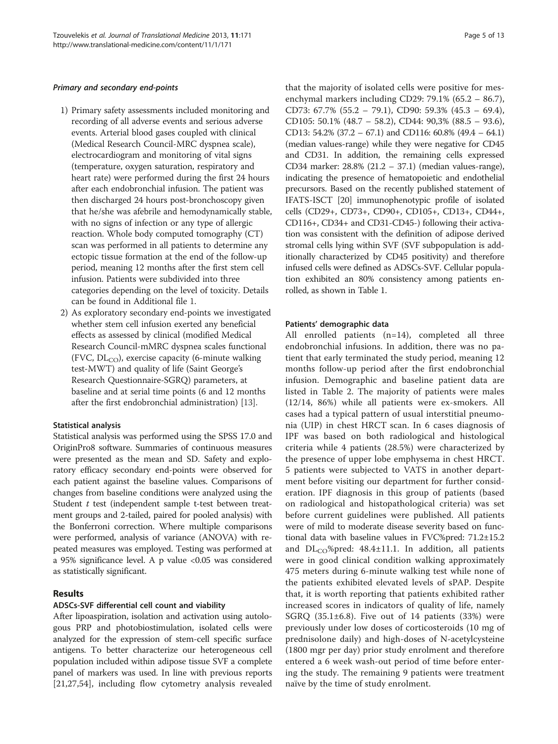#### *Primary and secondary end-points*

1) Primary safety assessments included monitoring and recording of all adverse events and serious adverse events. Arterial blood gases coupled with clinical (Medical Research Council-MRC dyspnea scale), electrocardiogram and monitoring of vital signs (temperature, oxygen saturation, respiratory and heart rate) were performed during the first 24 hours after each endobronchial infusion. The patient was then discharged 24 hours post-bronchoscopy given that he/she was afebrile and hemodynamically stable, with no signs of infection or any type of allergic reaction. Whole body computed tomography (CT) scan was performed in all patients to determine any ectopic tissue formation at the end of the follow-up period, meaning 12 months after the first stem cell infusion. Patients were subdivided into three categories depending on the level of toxicity. Details can be found in Additional file 1.
2) As exploratory secondary end-points we investigated whether stem cell infusion exerted any beneficial effects as assessed by clinical (modified Medical Research Council-mMRC dyspnea scales functional (FVC, $DL_{CO}$), exercise capacity (6-minute walking test-MWT) and quality of life (Saint George's Research Questionnaire-SGRQ) parameters, at baseline and at serial time points (6 and 12 months after the first endobronchial administration) [13].

#### Statistical analysis

Statistical analysis was performed using the SPSS 17.0 and OriginPro8 software. Summaries of continuous measures were presented as the mean and SD. Safety and exploratory efficacy secondary end-points were observed for each patient against the baseline values. Comparisons of changes from baseline conditions were analyzed using the Student *t* test (independent sample t-test between treatment groups and 2-tailed, paired for pooled analysis) with the Bonferroni correction. Where multiple comparisons were performed, analysis of variance (ANOVA) with repeated measures was employed. Testing was performed at a 95% significance level. A p value <0.05 was considered as statistically significant.

## Results

#### ADSCs-SVF differential cell count and viability

After lipoaspiration, isolation and activation using autologous PRP and photobiostimulation, isolated cells were analyzed for the expression of stem-cell specific surface antigens. To better characterize our heterogeneous cell population included within adipose tissue SVF a complete panel of markers was used. In line with previous reports [21,27,54], including flow cytometry analysis revealed that the majority of isolated cells were positive for mesenchymal markers including CD29: 79.1% (65.2 – 86.7), CD73: 67.7% (55.2 – 79.1), CD90: 59.3% (45.3 – 69.4), CD105: 50.1% (48.7 – 58.2), CD44: 90,3% (88.5 – 93.6), CD13: 54.2% (37.2 – 67.1) and CD116: 60.8% (49.4 – 64.1) (median values-range) while they were negative for CD45 and CD31. In addition, the remaining cells expressed CD34 marker: 28.8% (21.2 – 37.1) (median values-range), indicating the presence of hematopoietic and endothelial precursors. Based on the recently published statement of IFATS-ISCT [20] immunophenotypic profile of isolated cells (CD29+, CD73+, CD90+, CD105+, CD13+, CD44+, CD116+, CD34+ and CD31-CD45-) following their activation was consistent with the definition of adipose derived stromal cells lying within SVF (SVF subpopulation is additionally characterized by CD45 positivity) and therefore infused cells were defined as ADSCs-SVF. Cellular population exhibited an 80% consistency among patients enrolled, as shown in Table 1.

#### Patients' demographic data

All enrolled patients (n=14), completed all three endobronchial infusions. In addition, there was no patient that early terminated the study period, meaning 12 months follow-up period after the first endobronchial infusion. Demographic and baseline patient data are listed in Table 2. The majority of patients were males (12/14, 86%) while all patients were ex-smokers. All cases had a typical pattern of usual interstitial pneumonia (UIP) in chest HRCT scan. In 6 cases diagnosis of IPF was based on both radiological and histological criteria while 4 patients (28.5%) were characterized by the presence of upper lobe emphysema in chest HRCT. 5 patients were subjected to VATS in another department before visiting our department for further consideration. IPF diagnosis in this group of patients (based on radiological and histopathological criteria) was set before current guidelines were published. All patients were of mild to moderate disease severity based on functional data with baseline values in FVC%pred: 71.2±15.2 and $DL_{CO}$%pred: 48.4±11.1. In addition, all patients were in good clinical condition walking approximately 475 meters during 6-minute walking test while none of the patients exhibited elevated levels of sPAP. Despite that, it is worth reporting that patients exhibited rather increased scores in indicators of quality of life, namely SGRQ (35.1±6.8). Five out of 14 patients (33%) were previously under low doses of corticosteroids (10 mg of prednisolone daily) and high-doses of N-acetylcysteine (1800 mgr per day) prior study enrolment and therefore entered a 6 week wash-out period of time before entering the study. The remaining 9 patients were treatment naïve by the time of study enrolment.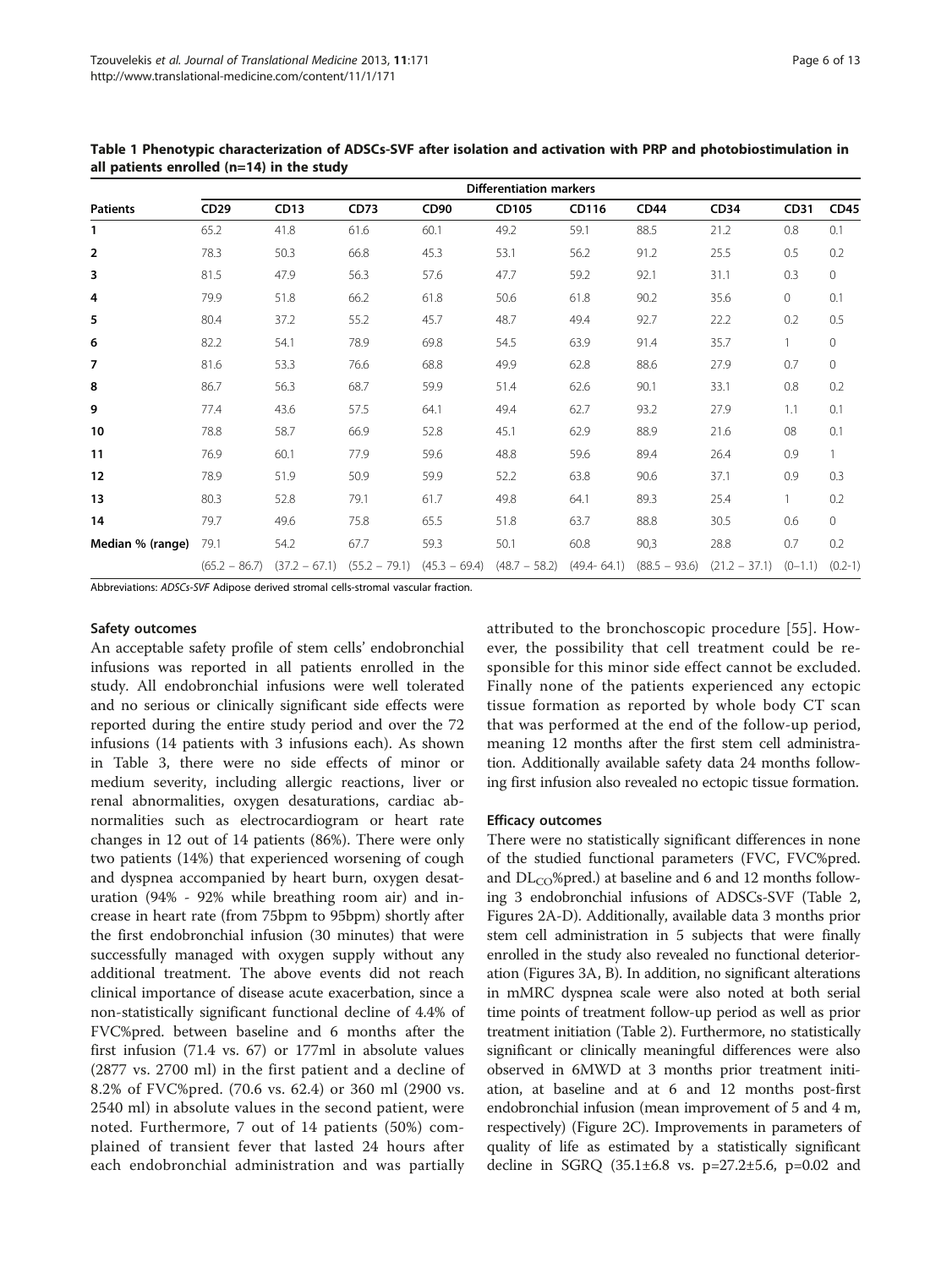**Table 1 Phenotypic characterization of ADSCs-SVF after isolation and activation with PRP and photobiostimulation in all patients enrolled (n=14) in the study**

| Patients | Differentiation markers | | | | | | | | | |
|---|---|---|---|---|---|---|---|---|---|---|
| | CD29 | CD13 | CD73 | CD90 | CD105 | CD116 | CD44 | CD34 | CD31 | CD45 |
| **1** | 65.2 | 41.8 | 61.6 | 60.1 | 49.2 | 59.1 | 88.5 | 21.2 | 0.8 | 0.1 |
| **2** | 78.3 | 50.3 | 66.8 | 45.3 | 53.1 | 56.2 | 91.2 | 25.5 | 0.5 | 0.2 |
| **3** | 81.5 | 47.9 | 56.3 | 57.6 | 47.7 | 59.2 | 92.1 | 31.1 | 0.3 | 0 |
| **4** | 79.9 | 51.8 | 66.2 | 61.8 | 50.6 | 61.8 | 90.2 | 35.6 | 0 | 0.1 |
| **5** | 80.4 | 37.2 | 55.2 | 45.7 | 48.7 | 49.4 | 92.7 | 22.2 | 0.2 | 0.5 |
| **6** | 82.2 | 54.1 | 78.9 | 69.8 | 54.5 | 63.9 | 91.4 | 35.7 | 1 | 0 |
| **7** | 81.6 | 53.3 | 76.6 | 68.8 | 49.9 | 62.8 | 88.6 | 27.9 | 0.7 | 0 |
| **8** | 86.7 | 56.3 | 68.7 | 59.9 | 51.4 | 62.6 | 90.1 | 33.1 | 0.8 | 0.2 |
| **9** | 77.4 | 43.6 | 57.5 | 64.1 | 49.4 | 62.7 | 93.2 | 27.9 | 1.1 | 0.1 |
| **10** | 78.8 | 58.7 | 66.9 | 52.8 | 45.1 | 62.9 | 88.9 | 21.6 | 08 | 0.1 |
| **11** | 76.9 | 60.1 | 77.9 | 59.6 | 48.8 | 59.6 | 89.4 | 26.4 | 0.9 | 1 |
| **12** | 78.9 | 51.9 | 50.9 | 59.9 | 52.2 | 63.8 | 90.6 | 37.1 | 0.9 | 0.3 |
| **13** | 80.3 | 52.8 | 79.1 | 61.7 | 49.8 | 64.1 | 89.3 | 25.4 | 1 | 0.2 |
| **14** | 79.7 | 49.6 | 75.8 | 65.5 | 51.8 | 63.7 | 88.8 | 30.5 | 0.6 | 0 |
| **Median % (range)** | 79.1 (65.2 – 86.7) | 54.2 (37.2 – 67.1) | 67.7 (55.2 – 79.1) | 59.3 (45.3 – 69.4) | 50.1 (48.7 – 58.2) | 60.8 (49.4- 64.1) | 90,3 (88.5 – 93.6) | 28.8 (21.2 – 37.1) | 0.7 (0–1.1) | 0.2 (0.2-1) |

Abbreviations: *ADSCs-SVF* Adipose derived stromal cells-stromal vascular fraction.

### Safety outcomes

An acceptable safety profile of stem cells' endobronchial infusions was reported in all patients enrolled in the study. All endobronchial infusions were well tolerated and no serious or clinically significant side effects were reported during the entire study period and over the 72 infusions (14 patients with 3 infusions each). As shown in Table 3, there were no side effects of minor or medium severity, including allergic reactions, liver or renal abnormalities, oxygen desaturations, cardiac abnormalities such as electrocardiogram or heart rate changes in 12 out of 14 patients (86%). There were only two patients (14%) that experienced worsening of cough and dyspnea accompanied by heart burn, oxygen desaturation (94% - 92% while breathing room air) and increase in heart rate (from 75bpm to 95bpm) shortly after the first endobronchial infusion (30 minutes) that were successfully managed with oxygen supply without any additional treatment. The above events did not reach clinical importance of disease acute exacerbation, since a non-statistically significant functional decline of 4.4% of FVC%pred. between baseline and 6 months after the first infusion (71.4 vs. 67) or 177ml in absolute values (2877 vs. 2700 ml) in the first patient and a decline of 8.2% of FVC%pred. (70.6 vs. 62.4) or 360 ml (2900 vs. 2540 ml) in absolute values in the second patient, were noted. Furthermore, 7 out of 14 patients (50%) complained of transient fever that lasted 24 hours after each endobronchial administration and was partially attributed to the bronchoscopic procedure [55]. However, the possibility that cell treatment could be responsible for this minor side effect cannot be excluded. Finally none of the patients experienced any ectopic tissue formation as reported by whole body CT scan that was performed at the end of the follow-up period, meaning 12 months after the first stem cell administration. Additionally available safety data 24 months following first infusion also revealed no ectopic tissue formation.

### Efficacy outcomes

There were no statistically significant differences in none of the studied functional parameters (FVC, FVC%pred. and $DL_{CO}$%pred.) at baseline and 6 and 12 months following 3 endobronchial infusions of ADSCs-SVF (Table 2, Figures 2A-D). Additionally, available data 3 months prior stem cell administration in 5 subjects that were finally enrolled in the study also revealed no functional deterioration (Figures 3A, B). In addition, no significant alterations in mMRC dyspnea scale were also noted at both serial time points of treatment follow-up period as well as prior treatment initiation (Table 2). Furthermore, no statistically significant or clinically meaningful differences were also observed in 6MWD at 3 months prior treatment initiation, at baseline and at 6 and 12 months post-first endobronchial infusion (mean improvement of 5 and 4 m, respectively) (Figure 2C). Improvements in parameters of quality of life as estimated by a statistically significant decline in SGRQ (35.1±6.8 vs. p=27.2±5.6, p=0.02 and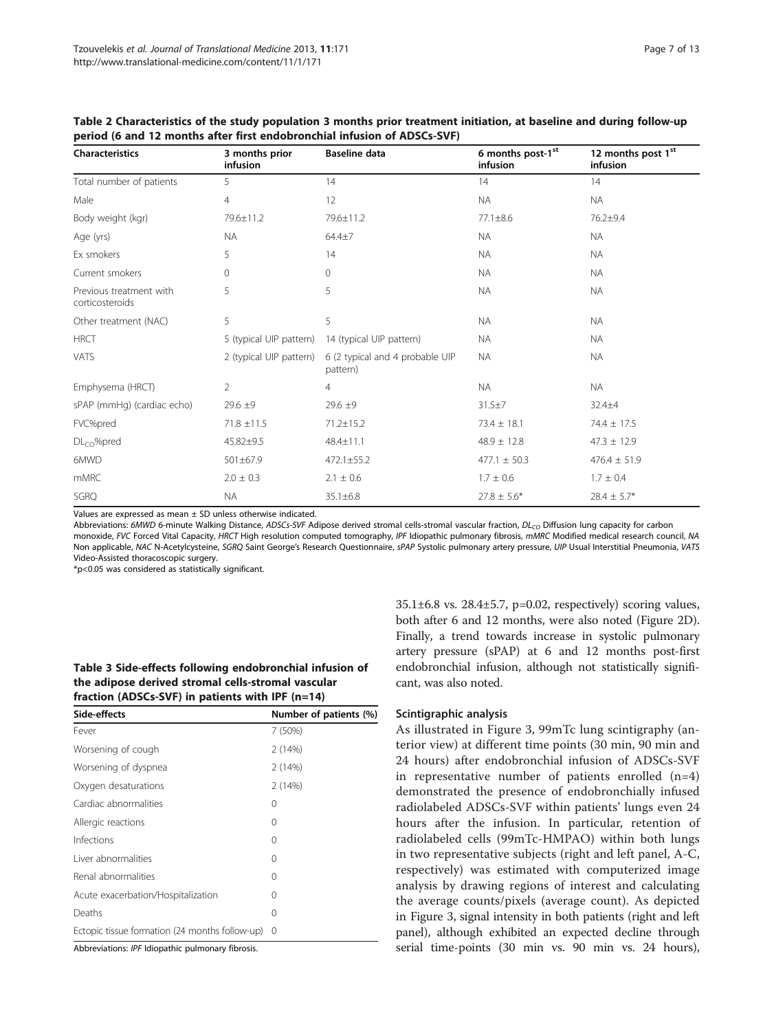**Table 2 Characteristics of the study population 3 months prior treatment initiation, at baseline and during follow-up period (6 and 12 months after first endobronchial infusion of ADSCs-SVF)**

| Characteristics | 3 months prior infusion | Baseline data | 6 months post-1st infusion | 12 months post 1st infusion |
|---|---|---|---|---|
| Total number of patients | 5 | 14 | 14 | 14 |
| Male | 4 | 12 | NA | NA |
| Body weight (kgr) | 79.6±11.2 | 79.6±11.2 | 77.1±8.6 | 76.2±9.4 |
| Age (yrs) | NA | 64.4±7 | NA | NA |
| Ex smokers | 5 | 14 | NA | NA |
| Current smokers | 0 | 0 | NA | NA |
| Previous treatment with corticosteroids | 5 | 5 | NA | NA |
| Other treatment (NAC) | 5 | 5 | NA | NA |
| HRCT | 5 (typical UIP pattern) | 14 (typical UIP pattern) | NA | NA |
| VATS | 2 (typical UIP pattern) | 6 (2 typical and 4 probable UIP pattern) | NA | NA |
| Emphysema (HRCT) | 2 | 4 | NA | NA |
| sPAP (mmHg) (cardiac echo) | 29.6 ±9 | 29.6 ±9 | 31.5±7 | 32.4±4 |
| FVC%pred | 71.8 ±11.5 | 71.2±15.2 | 73.4 ± 18.1 | 74.4 ± 17.5 |
| $DL_{CO}$%pred | 45.82±9.5 | 48.4±11.1 | 48.9 ± 12.8 | 47.3 ± 12.9 |
| 6MWD | 501±67.9 | 472.1±55.2 | 477.1 ± 50.3 | 476.4 ± 51.9 |
| mMRC | 2.0 ± 0.3 | 2.1 ± 0.6 | 1.7 ± 0.6 | 1.7 ± 0.4 |
| SGRQ | NA | 35.1±6.8 | 27.8 ± 5.6* | 28.4 ± 5.7* |

Values are expressed as mean ± SD unless otherwise indicated.

Abbreviations: *6MWD* 6-minute Walking Distance, *ADSCs-SVF* Adipose derived stromal cells-stromal vascular fraction, $DL_{CO}$ Diffusion lung capacity for carbon monoxide, *FVC* Forced Vital Capacity, *HRCT* High resolution computed tomography, *IPF* Idiopathic pulmonary fibrosis, *mMRC* Modified medical research council, *NA* Non applicable, *NAC* N-Acetylcysteine, *SGRQ* Saint George's Research Questionnaire, *sPAP* Systolic pulmonary artery pressure, *UIP* Usual Interstitial Pneumonia, *VATS* Video-Assisted thoracoscopic surgery.

*$p<0.05$ was considered as statistically significant.

**Table 3 Side-effects following endobronchial infusion of the adipose derived stromal cells-stromal vascular fraction (ADSCs-SVF) in patients with IPF (n=14)**

| Side-effects | Number of patients (%) |
|---|---|
| Fever | 7 (50%) |
| Worsening of cough | 2 (14%) |
| Worsening of dyspnea | 2 (14%) |
| Oxygen desaturations | 2 (14%) |
| Cardiac abnormalities | 0 |
| Allergic reactions | 0 |
| Infections | 0 |
| Liver abnormalities | 0 |
| Renal abnormalities | 0 |
| Acute exacerbation/Hospitalization | 0 |
| Deaths | 0 |
| Ectopic tissue formation (24 months follow-up) | 0 |

Abbreviations: *IPF* Idiopathic pulmonary fibrosis.

35.1±6.8 vs. 28.4±5.7, p=0.02, respectively) scoring values, both after 6 and 12 months, were also noted (Figure 2D). Finally, a trend towards increase in systolic pulmonary artery pressure (sPAP) at 6 and 12 months post-first endobronchial infusion, although not statistically significant, was also noted.

### Scintigraphic analysis

As illustrated in Figure 3, 99mTc lung scintigraphy (anterior view) at different time points (30 min, 90 min and 24 hours) after endobronchial infusion of ADSCs-SVF in representative number of patients enrolled (n=4) demonstrated the presence of endobronchially infused radiolabeled ADSCs-SVF within patients' lungs even 24 hours after the infusion. In particular, retention of radiolabeled cells (99mTc-HMPAO) within both lungs in two representative subjects (right and left panel, A-C, respectively) was estimated with computerized image analysis by drawing regions of interest and calculating the average counts/pixels (average count). As depicted in Figure 3, signal intensity in both patients (right and left panel), although exhibited an expected decline through serial time-points (30 min vs. 90 min vs. 24 hours),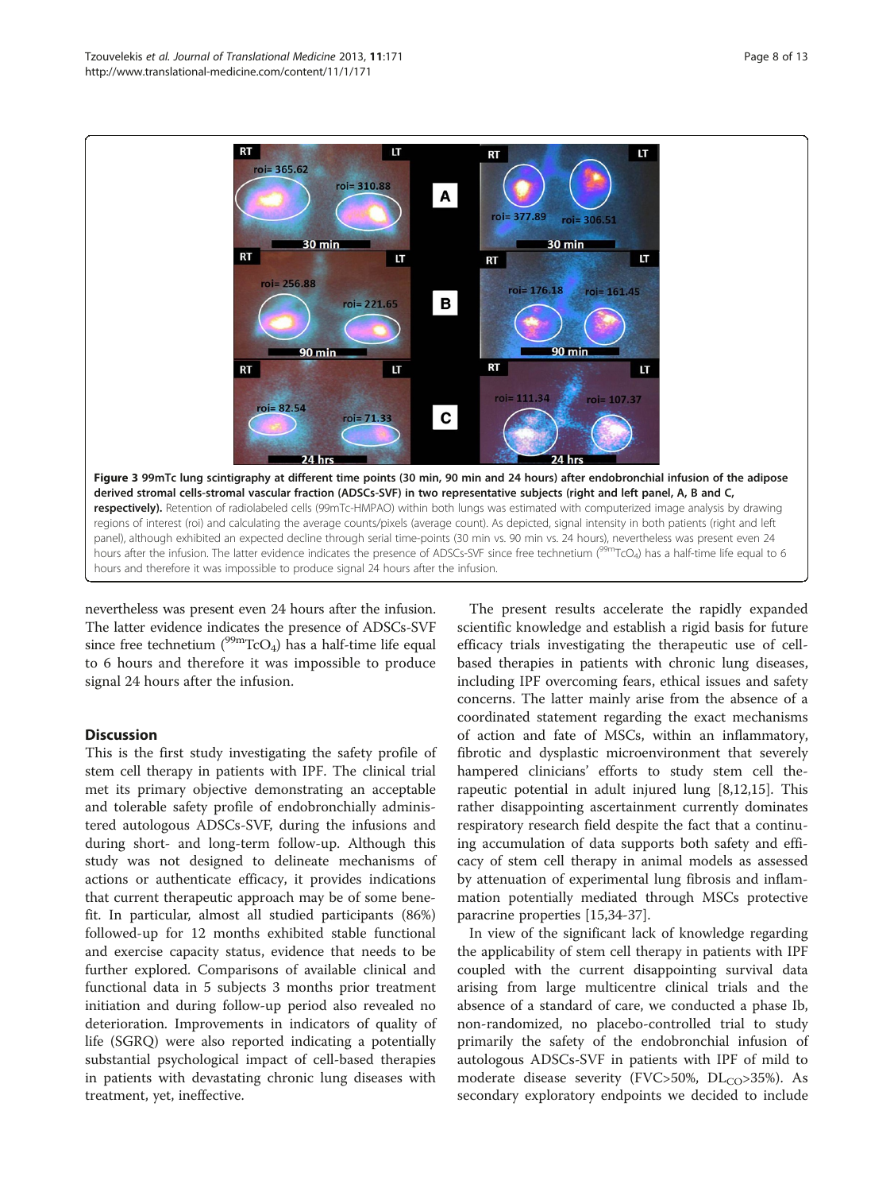**Figure 3 99mTc lung scintigraphy at different time points (30 min, 90 min and 24 hours) after endobronchial infusion of the adipose derived stromal cells-stromal vascular fraction (ADSCs-SVF) in two representative subjects (right and left panel, A, B and C, respectively).** Retention of radiolabeled cells (99mTc-HMPAO) within both lungs was estimated with computerized image analysis by drawing regions of interest (roi) and calculating the average counts/pixels (average count). As depicted, signal intensity in both patients (right and left panel), although exhibited an expected decline through serial time-points (30 min vs. 90 min vs. 24 hours), nevertheless was present even 24 hours after the infusion. The latter evidence indicates the presence of ADSCs-SVF since free technetium ($^{99m}TcO_4$) has a half-time life equal to 6 hours and therefore it was impossible to produce signal 24 hours after the infusion.

nevertheless was present even 24 hours after the infusion. The latter evidence indicates the presence of ADSCs-SVF since free technetium ($^{99m}TcO_4$) has a half-time life equal to 6 hours and therefore it was impossible to produce signal 24 hours after the infusion.

## Discussion

This is the first study investigating the safety profile of stem cell therapy in patients with IPF. The clinical trial met its primary objective demonstrating an acceptable and tolerable safety profile of endobronchially administered autologous ADSCs-SVF, during the infusions and during short- and long-term follow-up. Although this study was not designed to delineate mechanisms of actions or authenticate efficacy, it provides indications that current therapeutic approach may be of some benefit. In particular, almost all studied participants (86%) followed-up for 12 months exhibited stable functional and exercise capacity status, evidence that needs to be further explored. Comparisons of available clinical and functional data in 5 subjects 3 months prior treatment initiation and during follow-up period also revealed no deterioration. Improvements in indicators of quality of life (SGRQ) were also reported indicating a potentially substantial psychological impact of cell-based therapies in patients with devastating chronic lung diseases with treatment, yet, ineffective.

The present results accelerate the rapidly expanded scientific knowledge and establish a rigid basis for future efficacy trials investigating the therapeutic use of cell-based therapies in patients with chronic lung diseases, including IPF overcoming fears, ethical issues and safety concerns. The latter mainly arise from the absence of a coordinated statement regarding the exact mechanisms of action and fate of MSCs, within an inflammatory, fibrotic and dysplastic microenvironment that severely hampered clinicians' efforts to study stem cell therapeutic potential in adult injured lung [8,12,15]. This rather disappointing ascertainment currently dominates respiratory research field despite the fact that a continuing accumulation of data supports both safety and efficacy of stem cell therapy in animal models as assessed by attenuation of experimental lung fibrosis and inflammation potentially mediated through MSCs protective paracrine properties [15,34-37].

In view of the significant lack of knowledge regarding the applicability of stem cell therapy in patients with IPF coupled with the current disappointing survival data arising from large multicentre clinical trials and the absence of a standard of care, we conducted a phase Ib, non-randomized, no placebo-controlled trial to study primarily the safety of the endobronchial infusion of autologous ADSCs-SVF in patients with IPF of mild to moderate disease severity (FVC>50%, $DL_{CO}$>35%). As secondary exploratory endpoints we decided to include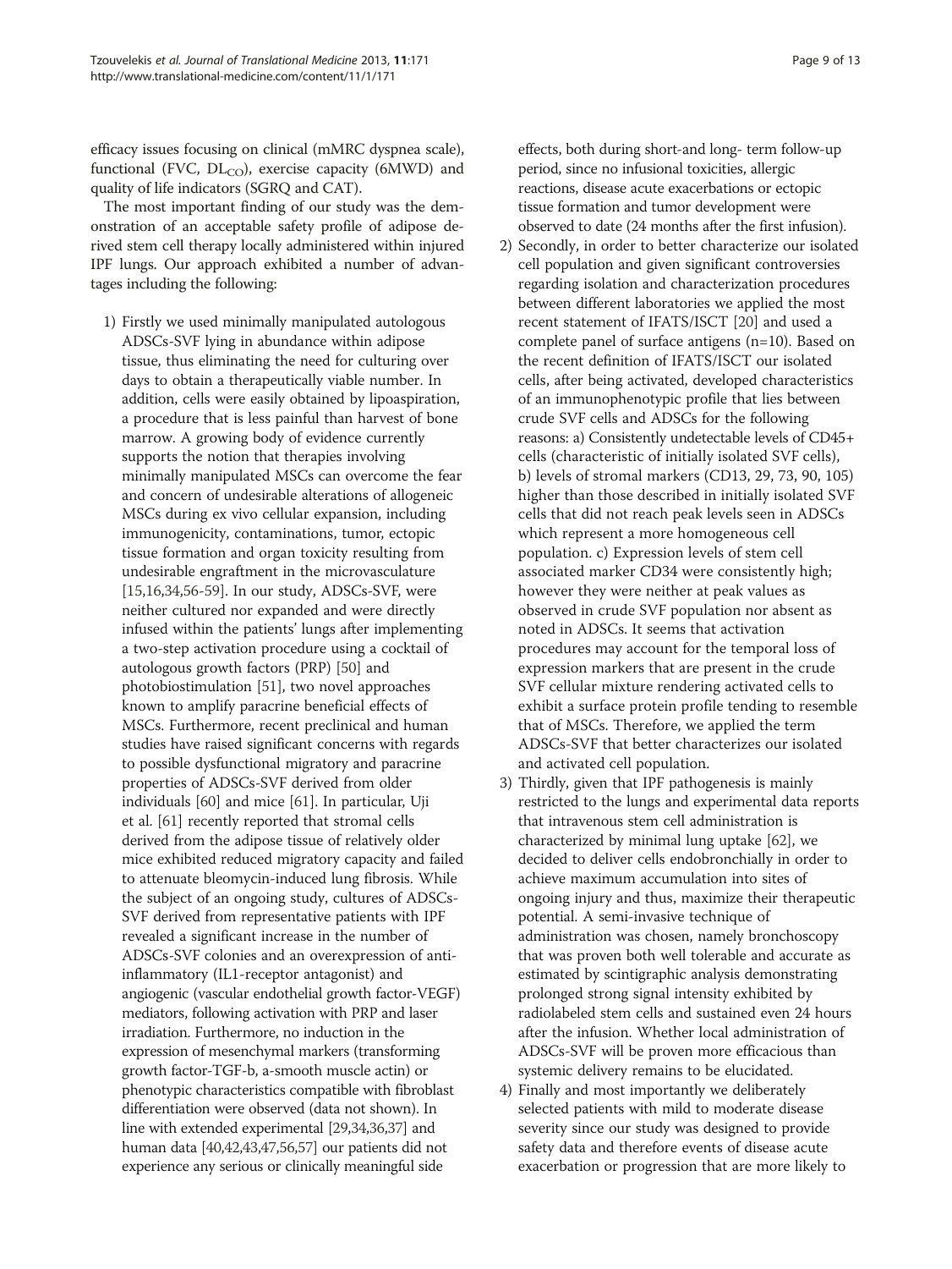efficacy issues focusing on clinical (mMRC dyspnea scale), functional (FVC, $DL_{CO}$), exercise capacity (6MWD) and quality of life indicators (SGRQ and CAT).

The most important finding of our study was the demonstration of an acceptable safety profile of adipose derived stem cell therapy locally administered within injured IPF lungs. Our approach exhibited a number of advantages including the following:

1) Firstly we used minimally manipulated autologous ADSCs-SVF lying in abundance within adipose tissue, thus eliminating the need for culturing over days to obtain a therapeutically viable number. In addition, cells were easily obtained by lipoaspiration, a procedure that is less painful than harvest of bone marrow. A growing body of evidence currently supports the notion that therapies involving minimally manipulated MSCs can overcome the fear and concern of undesirable alterations of allogeneic MSCs during ex vivo cellular expansion, including immunogenicity, contaminations, tumor, ectopic tissue formation and organ toxicity resulting from undesirable engraftment in the microvasculature [15,16,34,56-59]. In our study, ADSCs-SVF, were neither cultured nor expanded and were directly infused within the patients' lungs after implementing a two-step activation procedure using a cocktail of autologous growth factors (PRP) [50] and photobiostimulation [51], two novel approaches known to amplify paracrine beneficial effects of MSCs. Furthermore, recent preclinical and human studies have raised significant concerns with regards to possible dysfunctional migratory and paracrine properties of ADSCs-SVF derived from older individuals [60] and mice [61]. In particular, Uji et al. [61] recently reported that stromal cells derived from the adipose tissue of relatively older mice exhibited reduced migratory capacity and failed to attenuate bleomycin-induced lung fibrosis. While the subject of an ongoing study, cultures of ADSCs-SVF derived from representative patients with IPF revealed a significant increase in the number of ADSCs-SVF colonies and an overexpression of anti-inflammatory (IL1-receptor antagonist) and angiogenic (vascular endothelial growth factor-VEGF) mediators, following activation with PRP and laser irradiation. Furthermore, no induction in the expression of mesenchymal markers (transforming growth factor-TGF-b, a-smooth muscle actin) or phenotypic characteristics compatible with fibroblast differentiation were observed (data not shown). In line with extended experimental [29,34,36,37] and human data [40,42,43,47,56,57] our patients did not experience any serious or clinically meaningful side effects, both during short-and long- term follow-up period, since no infusional toxicities, allergic reactions, disease acute exacerbations or ectopic tissue formation and tumor development were observed to date (24 months after the first infusion).
2) Secondly, in order to better characterize our isolated cell population and given significant controversies regarding isolation and characterization procedures between different laboratories we applied the most recent statement of IFATS/ISCT [20] and used a complete panel of surface antigens (n=10). Based on the recent definition of IFATS/ISCT our isolated cells, after being activated, developed characteristics of an immunophenotypic profile that lies between crude SVF cells and ADSCs for the following reasons: a) Consistently undetectable levels of CD45+ cells (characteristic of initially isolated SVF cells), b) levels of stromal markers (CD13, 29, 73, 90, 105) higher than those described in initially isolated SVF cells that did not reach peak levels seen in ADSCs which represent a more homogeneous cell population. c) Expression levels of stem cell associated marker CD34 were consistently high; however they were neither at peak values as observed in crude SVF population nor absent as noted in ADSCs. It seems that activation procedures may account for the temporal loss of expression markers that are present in the crude SVF cellular mixture rendering activated cells to exhibit a surface protein profile tending to resemble that of MSCs. Therefore, we applied the term ADSCs-SVF that better characterizes our isolated and activated cell population.
3) Thirdly, given that IPF pathogenesis is mainly restricted to the lungs and experimental data reports that intravenous stem cell administration is characterized by minimal lung uptake [62], we decided to deliver cells endobronchially in order to achieve maximum accumulation into sites of ongoing injury and thus, maximize their therapeutic potential. A semi-invasive technique of administration was chosen, namely bronchoscopy that was proven both well tolerable and accurate as estimated by scintigraphic analysis demonstrating prolonged strong signal intensity exhibited by radiolabeled stem cells and sustained even 24 hours after the infusion. Whether local administration of ADSCs-SVF will be proven more efficacious than systemic delivery remains to be elucidated.
4) Finally and most importantly we deliberately selected patients with mild to moderate disease severity since our study was designed to provide safety data and therefore events of disease acute exacerbation or progression that are more likely to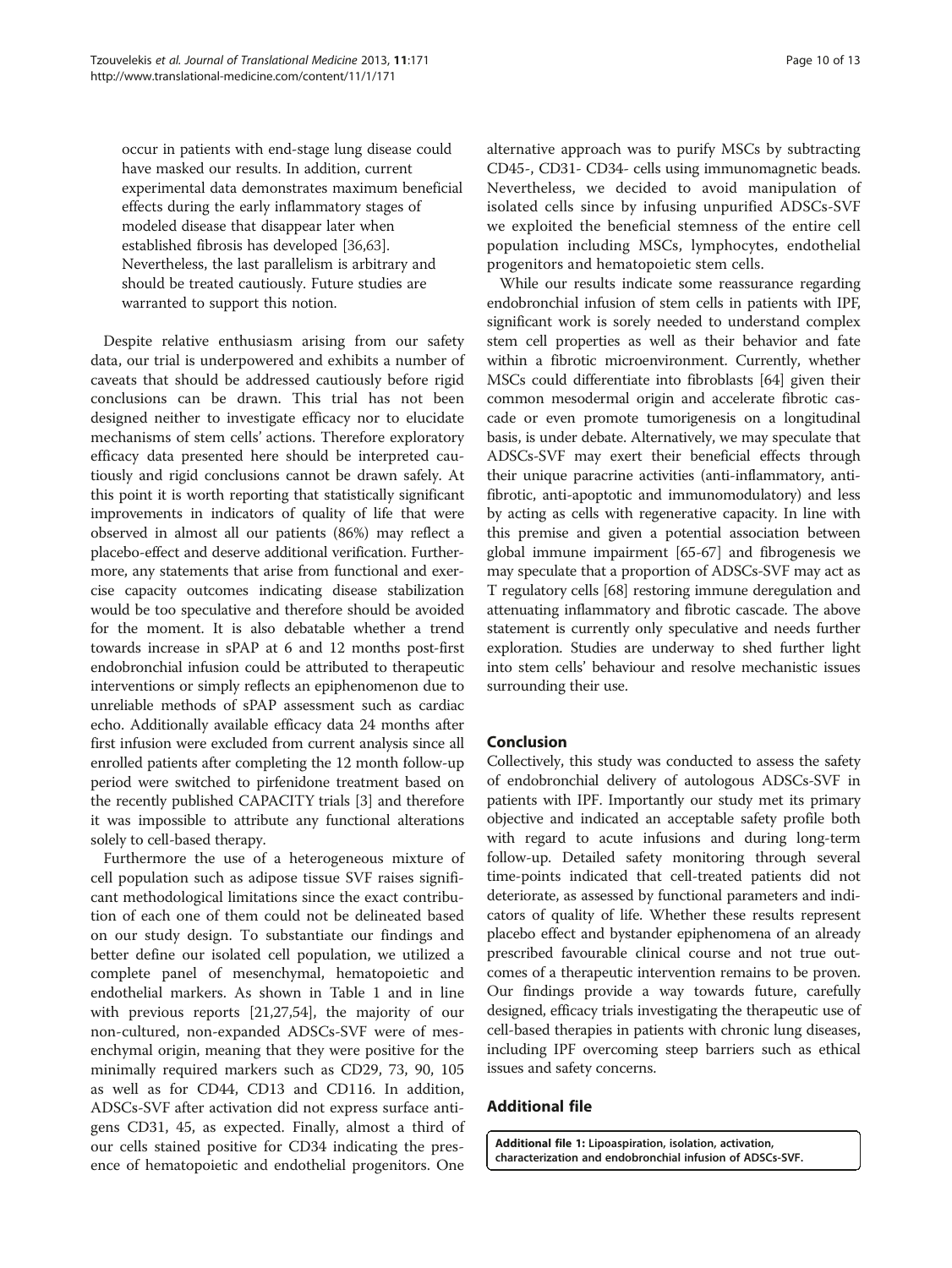occur in patients with end-stage lung disease could have masked our results. In addition, current experimental data demonstrates maximum beneficial effects during the early inflammatory stages of modeled disease that disappear later when established fibrosis has developed [36,63]. Nevertheless, the last parallelism is arbitrary and should be treated cautiously. Future studies are warranted to support this notion.

Despite relative enthusiasm arising from our safety data, our trial is underpowered and exhibits a number of caveats that should be addressed cautiously before rigid conclusions can be drawn. This trial has not been designed neither to investigate efficacy nor to elucidate mechanisms of stem cells' actions. Therefore exploratory efficacy data presented here should be interpreted cautiously and rigid conclusions cannot be drawn safely. At this point it is worth reporting that statistically significant improvements in indicators of quality of life that were observed in almost all our patients (86%) may reflect a placebo-effect and deserve additional verification. Furthermore, any statements that arise from functional and exercise capacity outcomes indicating disease stabilization would be too speculative and therefore should be avoided for the moment. It is also debatable whether a trend towards increase in sPAP at 6 and 12 months post-first endobronchial infusion could be attributed to therapeutic interventions or simply reflects an epiphenomenon due to unreliable methods of sPAP assessment such as cardiac echo. Additionally available efficacy data 24 months after first infusion were excluded from current analysis since all enrolled patients after completing the 12 month follow-up period were switched to pirfenidone treatment based on the recently published CAPACITY trials [3] and therefore it was impossible to attribute any functional alterations solely to cell-based therapy.

Furthermore the use of a heterogeneous mixture of cell population such as adipose tissue SVF raises significant methodological limitations since the exact contribution of each one of them could not be delineated based on our study design. To substantiate our findings and better define our isolated cell population, we utilized a complete panel of mesenchymal, hematopoietic and endothelial markers. As shown in Table 1 and in line with previous reports [21,27,54], the majority of our non-cultured, non-expanded ADSCs-SVF were of mesenchymal origin, meaning that they were positive for the minimally required markers such as CD29, 73, 90, 105 as well as for CD44, CD13 and CD116. In addition, ADSCs-SVF after activation did not express surface antigens CD31, 45, as expected. Finally, almost a third of our cells stained positive for CD34 indicating the presence of hematopoietic and endothelial progenitors. One alternative approach was to purify MSCs by subtracting CD45-, CD31- CD34- cells using immunomagnetic beads. Nevertheless, we decided to avoid manipulation of isolated cells since by infusing unpurified ADSCs-SVF we exploited the beneficial stemness of the entire cell population including MSCs, lymphocytes, endothelial progenitors and hematopoietic stem cells.

While our results indicate some reassurance regarding endobronchial infusion of stem cells in patients with IPF, significant work is sorely needed to understand complex stem cell properties as well as their behavior and fate within a fibrotic microenvironment. Currently, whether MSCs could differentiate into fibroblasts [64] given their common mesodermal origin and accelerate fibrotic cascade or even promote tumorigenesis on a longitudinal basis, is under debate. Alternatively, we may speculate that ADSCs-SVF may exert their beneficial effects through their unique paracrine activities (anti-inflammatory, antifibrotic, anti-apoptotic and immunomodulatory) and less by acting as cells with regenerative capacity. In line with this premise and given a potential association between global immune impairment [65-67] and fibrogenesis we may speculate that a proportion of ADSCs-SVF may act as T regulatory cells [68] restoring immune deregulation and attenuating inflammatory and fibrotic cascade. The above statement is currently only speculative and needs further exploration. Studies are underway to shed further light into stem cells' behaviour and resolve mechanistic issues surrounding their use.

## Conclusion

Collectively, this study was conducted to assess the safety of endobronchial delivery of autologous ADSCs-SVF in patients with IPF. Importantly our study met its primary objective and indicated an acceptable safety profile both with regard to acute infusions and during long-term follow-up. Detailed safety monitoring through several time-points indicated that cell-treated patients did not deteriorate, as assessed by functional parameters and indicators of quality of life. Whether these results represent placebo effect and bystander epiphenomena of an already prescribed favourable clinical course and not true outcomes of a therapeutic intervention remains to be proven. Our findings provide a way towards future, carefully designed, efficacy trials investigating the therapeutic use of cell-based therapies in patients with chronic lung diseases, including IPF overcoming steep barriers such as ethical issues and safety concerns.

## Additional file

**Additional file 1: Lipoaspiration, isolation, activation, characterization and endobronchial infusion of ADSCs-SVF.**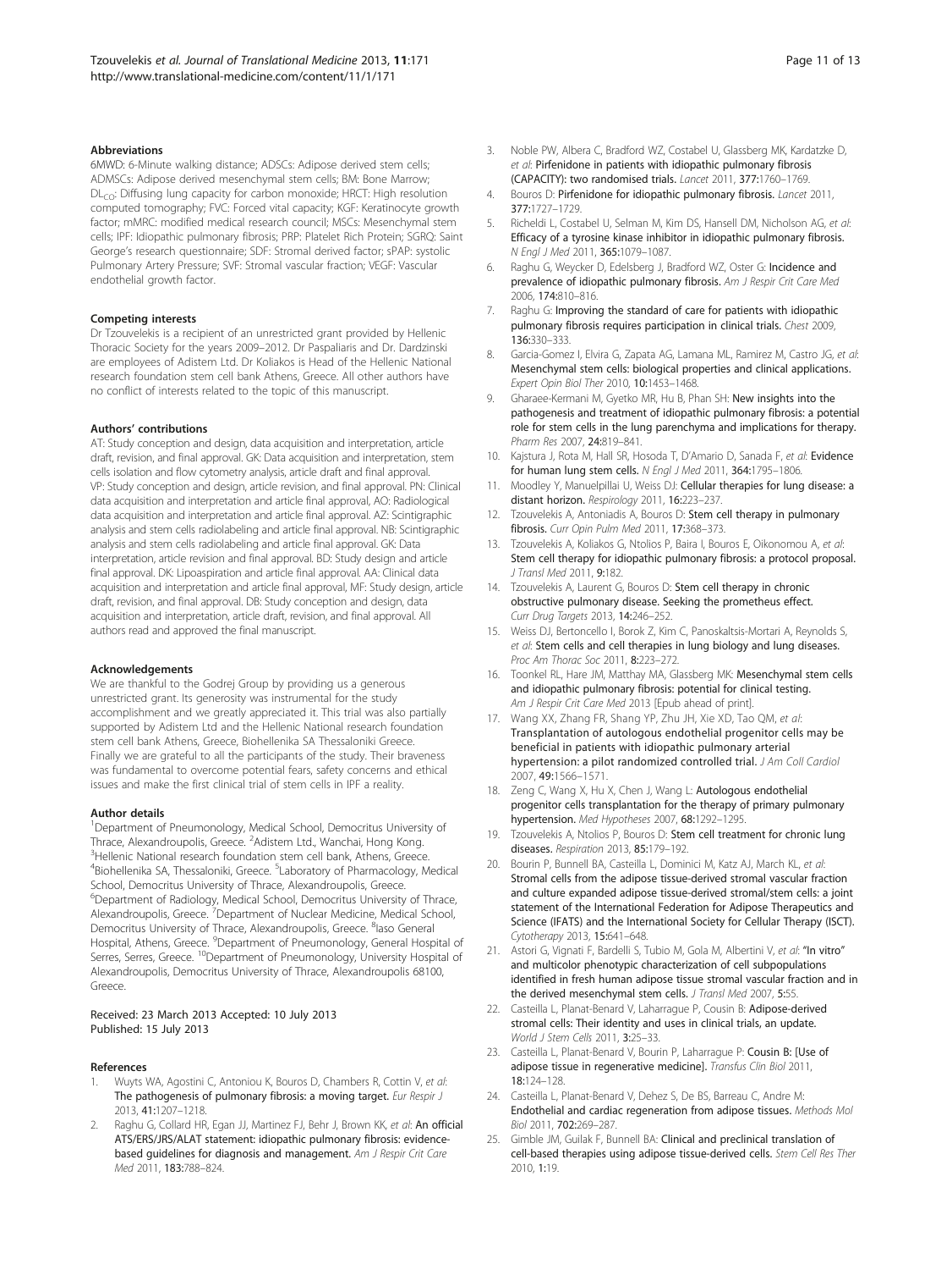### Abbreviations

6MWD: 6-Minute walking distance; ADSCs: Adipose derived stem cells; ADMSCs: Adipose derived mesenchymal stem cells; BM: Bone Marrow; $DL_{CO}$: Diffusing lung capacity for carbon monoxide; HRCT: High resolution computed tomography; FVC: Forced vital capacity; KGF: Keratinocyte growth factor; mMRC: modified medical research council; MSCs: Mesenchymal stem cells; IPF: Idiopathic pulmonary fibrosis; PRP: Platelet Rich Protein; SGRQ: Saint George's research questionnaire; SDF: Stromal derived factor; sPAP: systolic Pulmonary Artery Pressure; SVF: Stromal vascular fraction; VEGF: Vascular endothelial growth factor.

### Competing interests

Dr Tzouvelekis is a recipient of an unrestricted grant provided by Hellenic Thoracic Society for the years 2009–2012. Dr Paspaliaris and Dr. Dardzinski are employees of Adistem Ltd. Dr Koliakos is Head of the Hellenic National research foundation stem cell bank Athens, Greece. All other authors have no conflict of interests related to the topic of this manuscript.

### Authors' contributions

AT: Study conception and design, data acquisition and interpretation, article draft, revision, and final approval. GK: Data acquisition and interpretation, stem cells isolation and flow cytometry analysis, article draft and final approval. VP: Study conception and design, article revision, and final approval. PN: Clinical data acquisition and interpretation and article final approval, AO: Radiological data acquisition and interpretation and article final approval. AZ: Scintigraphic analysis and stem cells radiolabeling and article final approval. NB: Scintigraphic analysis and stem cells radiolabeling and article final approval. GK: Data interpretation, article revision and final approval. BD: Study design and article final approval. DK: Lipoaspiration and article final approval. AA: Clinical data acquisition and interpretation and article final approval, MF: Study design, article draft, revision, and final approval. DB: Study conception and design, data acquisition and interpretation, article draft, revision, and final approval. All authors read and approved the final manuscript.

### Acknowledgements

We are thankful to the Godrej Group by providing us a generous unrestricted grant. Its generosity was instrumental for the study accomplishment and we greatly appreciated it. This trial was also partially supported by Adistem Ltd and the Hellenic National research foundation stem cell bank Athens, Greece, Biohellenika SA Thessaloniki Greece. Finally we are grateful to all the participants of the study. Their braveness was fundamental to overcome potential fears, safety concerns and ethical issues and make the first clinical trial of stem cells in IPF a reality.

### Author details

[1]Department of Pneumonology, Medical School, Democritus University of Thrace, Alexandroupolis, Greece. [2]Adistem Ltd., Wanchai, Hong Kong. [3]Hellenic National research foundation stem cell bank, Athens, Greece. [4]Biohellenika SA, Thessaloniki, Greece. [5]Laboratory of Pharmacology, Medical School, Democritus University of Thrace, Alexandroupolis, Greece. [6]Department of Radiology, Medical School, Democritus University of Thrace, Alexandroupolis, Greece. [7]Department of Nuclear Medicine, Medical School, Democritus University of Thrace, Alexandroupolis, Greece. [8]Iaso General Hospital, Athens, Greece. [9]Department of Pneumonology, General Hospital of Serres, Serres, Greece. [10]Department of Pneumonology, University Hospital of Alexandroupolis, Democritus University of Thrace, Alexandroupolis 68100, Greece.

Received: 23 March 2013 Accepted: 10 July 2013
Published: 15 July 2013

### References

1. Wuyts WA, Agostini C, Antoniou K, Bouros D, Chambers R, Cottin V, *et al*: **The pathogenesis of pulmonary fibrosis: a moving target.** *Eur Respir J* 2013, **41:**1207–1218.
2. Raghu G, Collard HR, Egan JJ, Martinez FJ, Behr J, Brown KK, *et al*: **An official ATS/ERS/JRS/ALAT statement: idiopathic pulmonary fibrosis: evidence-based guidelines for diagnosis and management.** *Am J Respir Crit Care Med* 2011, **183:**788–824.
3. Noble PW, Albera C, Bradford WZ, Costabel U, Glassberg MK, Kardatzke D, *et al*: **Pirfenidone in patients with idiopathic pulmonary fibrosis (CAPACITY): two randomised trials.** *Lancet* 2011, **377:**1760–1769.
4. Bouros D: **Pirfenidone for idiopathic pulmonary fibrosis.** *Lancet* 2011, **377:**1727–1729.
5. Richeldi L, Costabel U, Selman M, Kim DS, Hansell DM, Nicholson AG, *et al*: **Efficacy of a tyrosine kinase inhibitor in idiopathic pulmonary fibrosis.** *N Engl J Med* 2011, **365:**1079–1087.
6. Raghu G, Weycker D, Edelsberg J, Bradford WZ, Oster G: **Incidence and prevalence of idiopathic pulmonary fibrosis.** *Am J Respir Crit Care Med* 2006, **174:**810–816.
7. Raghu G: **Improving the standard of care for patients with idiopathic pulmonary fibrosis requires participation in clinical trials.** *Chest* 2009, **136:**330–333.
8. Garcia-Gomez I, Elvira G, Zapata AG, Lamana ML, Ramirez M, Castro JG, *et al*: **Mesenchymal stem cells: biological properties and clinical applications.** *Expert Opin Biol Ther* 2010, **10:**1453–1468.
9. Gharaee-Kermani M, Gyetko MR, Hu B, Phan SH: **New insights into the pathogenesis and treatment of idiopathic pulmonary fibrosis: a potential role for stem cells in the lung parenchyma and implications for therapy.** *Pharm Res* 2007, **24:**819–841.
10. Kajstura J, Rota M, Hall SR, Hosoda T, D'Amario D, Sanada F, *et al*: **Evidence for human lung stem cells.** *N Engl J Med* 2011, **364:**1795–1806.
11. Moodley Y, Manuelpillai U, Weiss DJ: **Cellular therapies for lung disease: a distant horizon.** *Respirology* 2011, **16:**223–237.
12. Tzouvelekis A, Antoniadis A, Bouros D: **Stem cell therapy in pulmonary fibrosis.** *Curr Opin Pulm Med* 2011, **17:**368–373.
13. Tzouvelekis A, Koliakos G, Ntolios P, Baira I, Bouros E, Oikonomou A, *et al*: **Stem cell therapy for idiopathic pulmonary fibrosis: a protocol proposal.** *J Transl Med* 2011, **9:**182.
14. Tzouvelekis A, Laurent G, Bouros D: **Stem cell therapy in chronic obstructive pulmonary disease. Seeking the prometheus effect.** *Curr Drug Targets* 2013, **14:**246–252.
15. Weiss DJ, Bertoncello I, Borok Z, Kim C, Panoskaltsis-Mortari A, Reynolds S, *et al*: **Stem cells and cell therapies in lung biology and lung diseases.** *Proc Am Thorac Soc* 2011, **8:**223–272.
16. Toonkel RL, Hare JM, Matthay MA, Glassberg MK: **Mesenchymal stem cells and idiopathic pulmonary fibrosis: potential for clinical testing.** *Am J Respir Crit Care Med* 2013 [Epub ahead of print].
17. Wang XX, Zhang FR, Shang YP, Zhu JH, Xie XD, Tao QM, *et al*: **Transplantation of autologous endothelial progenitor cells may be beneficial in patients with idiopathic pulmonary arterial hypertension: a pilot randomized controlled trial.** *J Am Coll Cardiol* 2007, **49:**1566–1571.
18. Zeng C, Wang X, Hu X, Chen J, Wang L: **Autologous endothelial progenitor cells transplantation for the therapy of primary pulmonary hypertension.** *Med Hypotheses* 2007, **68:**1292–1295.
19. Tzouvelekis A, Ntolios P, Bouros D: **Stem cell treatment for chronic lung diseases.** *Respiration* 2013, **85:**179–192.
20. Bourin P, Bunnell BA, Casteilla L, Dominici M, Katz AJ, March KL, *et al*: **Stromal cells from the adipose tissue-derived stromal vascular fraction and culture expanded adipose tissue-derived stromal/stem cells: a joint statement of the International Federation for Adipose Therapeutics and Science (IFATS) and the International Society for Cellular Therapy (ISCT).** *Cytotherapy* 2013, **15:**641–648.
21. Astori G, Vignati F, Bardelli S, Tubio M, Gola M, Albertini V, *et al*: **"In vitro" and multicolor phenotypic characterization of cell subpopulations identified in fresh human adipose tissue stromal vascular fraction and in the derived mesenchymal stem cells.** *J Transl Med* 2007, **5:**55.
22. Casteilla L, Planat-Benard V, Laharrague P, Cousin B: **Adipose-derived stromal cells: Their identity and uses in clinical trials, an update.** *World J Stem Cells* 2011, **3:**25–33.
23. Casteilla L, Planat-Benard V, Bourin P, Laharrague P: **Cousin B: [Use of adipose tissue in regenerative medicine].** *Transfus Clin Biol* 2011, **18:**124–128.
24. Casteilla L, Planat-Benard V, Dehez S, De BS, Barreau C, Andre M: **Endothelial and cardiac regeneration from adipose tissues.** *Methods Mol Biol* 2011, **702:**269–287.
25. Gimble JM, Guilak F, Bunnell BA: **Clinical and preclinical translation of cell-based therapies using adipose tissue-derived cells.** *Stem Cell Res Ther* 2010, **1:**19.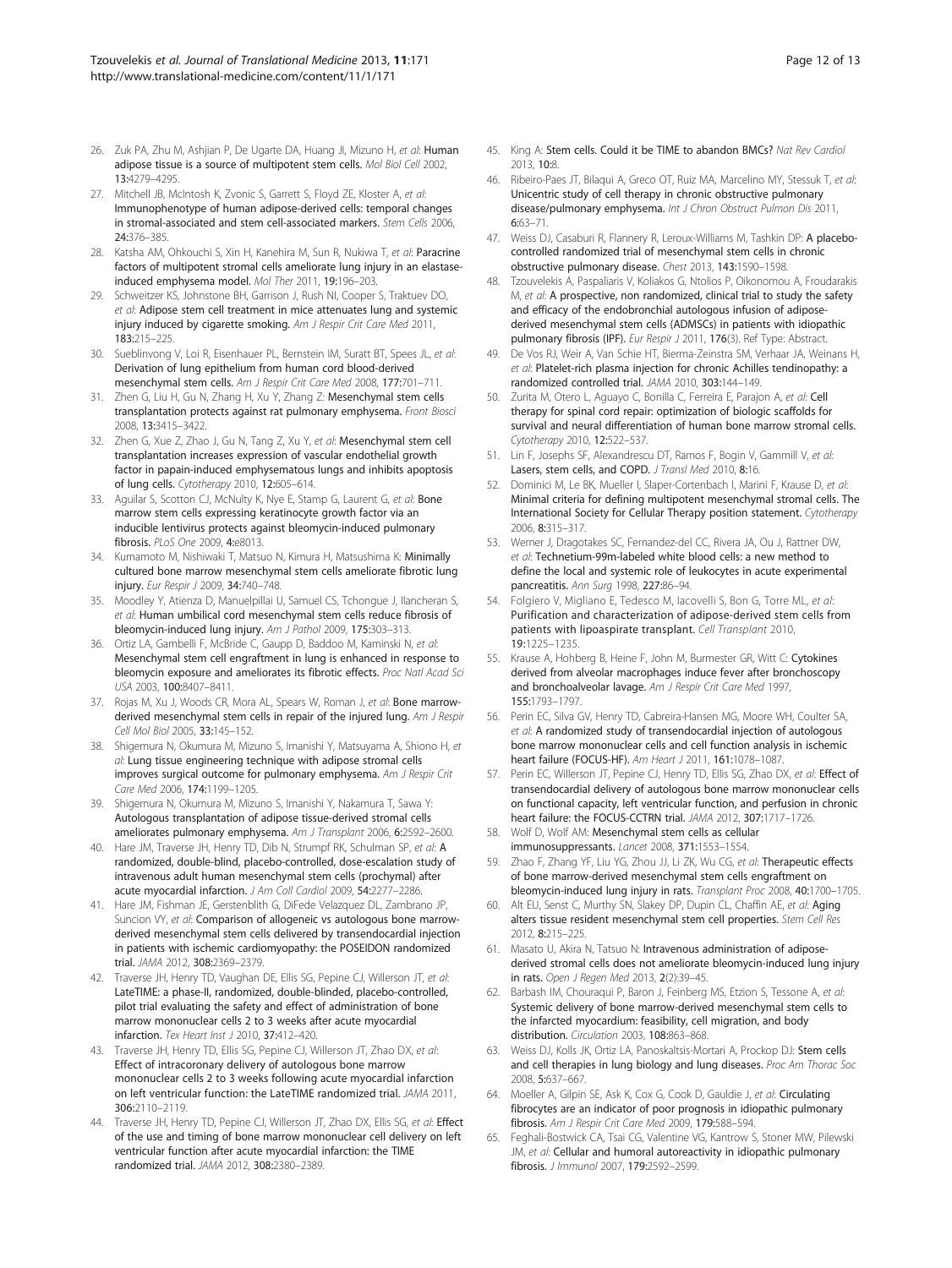26. Zuk PA, Zhu M, Ashjian P, De Ugarte DA, Huang JI, Mizuno H, *et al*: **Human adipose tissue is a source of multipotent stem cells.** *Mol Biol Cell* 2002, **13:**4279–4295.
27. Mitchell JB, McIntosh K, Zvonic S, Garrett S, Floyd ZE, Kloster A, *et al*: **Immunophenotype of human adipose-derived cells: temporal changes in stromal-associated and stem cell-associated markers.** *Stem Cells* 2006, **24:**376–385.
28. Katsha AM, Ohkouchi S, Xin H, Kanehira M, Sun R, Nukiwa T, *et al*: **Paracrine factors of multipotent stromal cells ameliorate lung injury in an elastase-induced emphysema model.** *Mol Ther* 2011, **19:**196–203.
29. Schweitzer KS, Johnstone BH, Garrison J, Rush NI, Cooper S, Traktuev DO, *et al*: **Adipose stem cell treatment in mice attenuates lung and systemic injury induced by cigarette smoking.** *Am J Respir Crit Care Med* 2011, **183:**215–225.
30. Sueblinvong V, Loi R, Eisenhauer PL, Bernstein IM, Suratt BT, Spees JL, *et al*: **Derivation of lung epithelium from human cord blood-derived mesenchymal stem cells.** *Am J Respir Crit Care Med* 2008, **177:**701–711.
31. Zhen G, Liu H, Gu N, Zhang H, Xu Y, Zhang Z: **Mesenchymal stem cells transplantation protects against rat pulmonary emphysema.** *Front Biosci* 2008, **13:**3415–3422.
32. Zhen G, Xue Z, Zhao J, Gu N, Tang Z, Xu Y, *et al*: **Mesenchymal stem cell transplantation increases expression of vascular endothelial growth factor in papain-induced emphysematous lungs and inhibits apoptosis of lung cells.** *Cytotherapy* 2010, **12:**605–614.
33. Aguilar S, Scotton CJ, McNulty K, Nye E, Stamp G, Laurent G, *et al*: **Bone marrow stem cells expressing keratinocyte growth factor via an inducible lentivirus protects against bleomycin-induced pulmonary fibrosis.** *PLoS One* 2009, **4:**e8013.
34. Kumamoto M, Nishiwaki T, Matsuo N, Kimura H, Matsushima K: **Minimally cultured bone marrow mesenchymal stem cells ameliorate fibrotic lung injury.** *Eur Respir J* 2009, **34:**740–748.
35. Moodley Y, Atienza D, Manuelpillai U, Samuel CS, Tchongue J, Ilancheran S, *et al*: **Human umbilical cord mesenchymal stem cells reduce fibrosis of bleomycin-induced lung injury.** *Am J Pathol* 2009, **175:**303–313.
36. Ortiz LA, Gambelli F, McBride C, Gaupp D, Baddoo M, Kaminski N, *et al*: **Mesenchymal stem cell engraftment in lung is enhanced in response to bleomycin exposure and ameliorates its fibrotic effects.** *Proc Natl Acad Sci USA* 2003, **100:**8407–8411.
37. Rojas M, Xu J, Woods CR, Mora AL, Spears W, Roman J, *et al*: **Bone marrow-derived mesenchymal stem cells in repair of the injured lung.** *Am J Respir Cell Mol Biol* 2005, **33:**145–152.
38. Shigemura N, Okumura M, Mizuno S, Imanishi Y, Matsuyama A, Shiono H, *et al*: **Lung tissue engineering technique with adipose stromal cells improves surgical outcome for pulmonary emphysema.** *Am J Respir Crit Care Med* 2006, **174:**1199–1205.
39. Shigemura N, Okumura M, Mizuno S, Imanishi Y, Nakamura T, Sawa Y: **Autologous transplantation of adipose tissue-derived stromal cells ameliorates pulmonary emphysema.** *Am J Transplant* 2006, **6:**2592–2600.
40. Hare JM, Traverse JH, Henry TD, Dib N, Strumpf RK, Schulman SP, *et al*: **A randomized, double-blind, placebo-controlled, dose-escalation study of intravenous adult human mesenchymal stem cells (prochymal) after acute myocardial infarction.** *J Am Coll Cardiol* 2009, **54:**2277–2286.
41. Hare JM, Fishman JE, Gerstenblith G, DiFede Velazquez DL, Zambrano JP, Suncion VY, *et al*: **Comparison of allogeneic vs autologous bone marrow-derived mesenchymal stem cells delivered by transendocardial injection in patients with ischemic cardiomyopathy: the POSEIDON randomized trial.** *JAMA* 2012, **308:**2369–2379.
42. Traverse JH, Henry TD, Vaughan DE, Ellis SG, Pepine CJ, Willerson JT, *et al*: **LateTIME: a phase-II, randomized, double-blinded, placebo-controlled, pilot trial evaluating the safety and effect of administration of bone marrow mononuclear cells 2 to 3 weeks after acute myocardial infarction.** *Tex Heart Inst J* 2010, **37:**412–420.
43. Traverse JH, Henry TD, Ellis SG, Pepine CJ, Willerson JT, Zhao DX, *et al*: **Effect of intracoronary delivery of autologous bone marrow mononuclear cells 2 to 3 weeks following acute myocardial infarction on left ventricular function: the LateTIME randomized trial.** *JAMA* 2011, **306:**2110–2119.
44. Traverse JH, Henry TD, Pepine CJ, Willerson JT, Zhao DX, Ellis SG, *et al*: **Effect of the use and timing of bone marrow mononuclear cell delivery on left ventricular function after acute myocardial infarction: the TIME randomized trial.** *JAMA* 2012, **308:**2380–2389.
45. King A: **Stem cells. Could it be TIME to abandon BMCs?** *Nat Rev Cardiol* 2013, **10:**8.
46. Ribeiro-Paes JT, Bilaqui A, Greco OT, Ruiz MA, Marcelino MY, Stessuk T, *et al*: **Unicentric study of cell therapy in chronic obstructive pulmonary disease/pulmonary emphysema.** *Int J Chron Obstruct Pulmon Dis* 2011, **6:**63–71.
47. Weiss DJ, Casaburi R, Flannery R, Leroux-Williams M, Tashkin DP: **A placebo-controlled randomized trial of mesenchymal stem cells in chronic obstructive pulmonary disease.** *Chest* 2013, **143:**1590–1598.
48. Tzouvelekis A, Paspaliaris V, Koliakos G, Ntolios P, Oikonomou A, Froudarakis M, *et al*: **A prospective, non randomized, clinical trial to study the safety and efficacy of the endobronchial autologous infusion of adipose-derived mesenchymal stem cells (ADMSCs) in patients with idiopathic pulmonary fibrosis (IPF).** *Eur Respir J* 2011, **176**(3). Ref Type: Abstract.
49. De Vos RJ, Weir A, Van Schie HT, Bierma-Zeinstra SM, Verhaar JA, Weinans H, *et al*: **Platelet-rich plasma injection for chronic Achilles tendinopathy: a randomized controlled trial.** *JAMA* 2010, **303:**144–149.
50. Zurita M, Otero L, Aguayo C, Bonilla C, Ferreira E, Parajon A, *et al*: **Cell therapy for spinal cord repair: optimization of biologic scaffolds for survival and neural differentiation of human bone marrow stromal cells.** *Cytotherapy* 2010, **12:**522–537.
51. Lin F, Josephs SF, Alexandrescu DT, Ramos F, Bogin V, Gammill V, *et al*: **Lasers, stem cells, and COPD.** *J Transl Med* 2010, **8:**16.
52. Dominici M, Le BK, Mueller I, Slaper-Cortenbach I, Marini F, Krause D, *et al*: **Minimal criteria for defining multipotent mesenchymal stromal cells. The International Society for Cellular Therapy position statement.** *Cytotherapy* 2006, **8:**315–317.
53. Werner J, Dragotakes SC, Fernandez-del CC, Rivera JA, Ou J, Rattner DW, *et al*: **Technetium-99m-labeled white blood cells: a new method to define the local and systemic role of leukocytes in acute experimental pancreatitis.** *Ann Surg* 1998, **227:**86–94.
54. Folgiero V, Migliano E, Tedesco M, Iacovelli S, Bon G, Torre ML, *et al*: **Purification and characterization of adipose-derived stem cells from patients with lipoaspirate transplant.** *Cell Transplant* 2010, **19:**1225–1235.
55. Krause A, Hohberg B, Heine F, John M, Burmester GR, Witt C: **Cytokines derived from alveolar macrophages induce fever after bronchoscopy and bronchoalveolar lavage.** *Am J Respir Crit Care Med* 1997, **155:**1793–1797.
56. Perin EC, Silva GV, Henry TD, Cabreira-Hansen MG, Moore WH, Coulter SA, *et al*: **A randomized study of transendocardial injection of autologous bone marrow mononuclear cells and cell function analysis in ischemic heart failure (FOCUS-HF).** *Am Heart J* 2011, **161:**1078–1087.
57. Perin EC, Willerson JT, Pepine CJ, Henry TD, Ellis SG, Zhao DX, *et al*: **Effect of transendocardial delivery of autologous bone marrow mononuclear cells on functional capacity, left ventricular function, and perfusion in chronic heart failure: the FOCUS-CCTRN trial.** *JAMA* 2012, **307:**1717–1726.
58. Wolf D, Wolf AM: **Mesenchymal stem cells as cellular immunosuppressants.** *Lancet* 2008, **371:**1553–1554.
59. Zhao F, Zhang YF, Liu YG, Zhou JJ, Li ZK, Wu CG, *et al*: **Therapeutic effects of bone marrow-derived mesenchymal stem cells engraftment on bleomycin-induced lung injury in rats.** *Transplant Proc* 2008, **40:**1700–1705.
60. Alt EU, Senst C, Murthy SN, Slakey DP, Dupin CL, Chaffin AE, *et al*: **Aging alters tissue resident mesenchymal stem cell properties.** *Stem Cell Res* 2012, **8:**215–225.
61. Masato U, Akira N, Tatsuo N: **Intravenous administration of adipose-derived stromal cells does not ameliorate bleomycin-induced lung injury in rats.** *Open J Regen Med* 2013, **2**(2):39–45.
62. Barbash IM, Chouraqui P, Baron J, Feinberg MS, Etzion S, Tessone A, *et al*: **Systemic delivery of bone marrow-derived mesenchymal stem cells to the infarcted myocardium: feasibility, cell migration, and body distribution.** *Circulation* 2003, **108:**863–868.
63. Weiss DJ, Kolls JK, Ortiz LA, Panoskaltsis-Mortari A, Prockop DJ: **Stem cells and cell therapies in lung biology and lung diseases.** *Proc Am Thorac Soc* 2008, **5:**637–667.
64. Moeller A, Gilpin SE, Ask K, Cox G, Cook D, Gauldie J, *et al*: **Circulating fibrocytes are an indicator of poor prognosis in idiopathic pulmonary fibrosis.** *Am J Respir Crit Care Med* 2009, **179:**588–594.
65. Feghali-Bostwick CA, Tsai CG, Valentine VG, Kantrow S, Stoner MW, Pilewski JM, *et al*: **Cellular and humoral autoreactivity in idiopathic pulmonary fibrosis.** *J Immunol* 2007, **179:**2592–2599.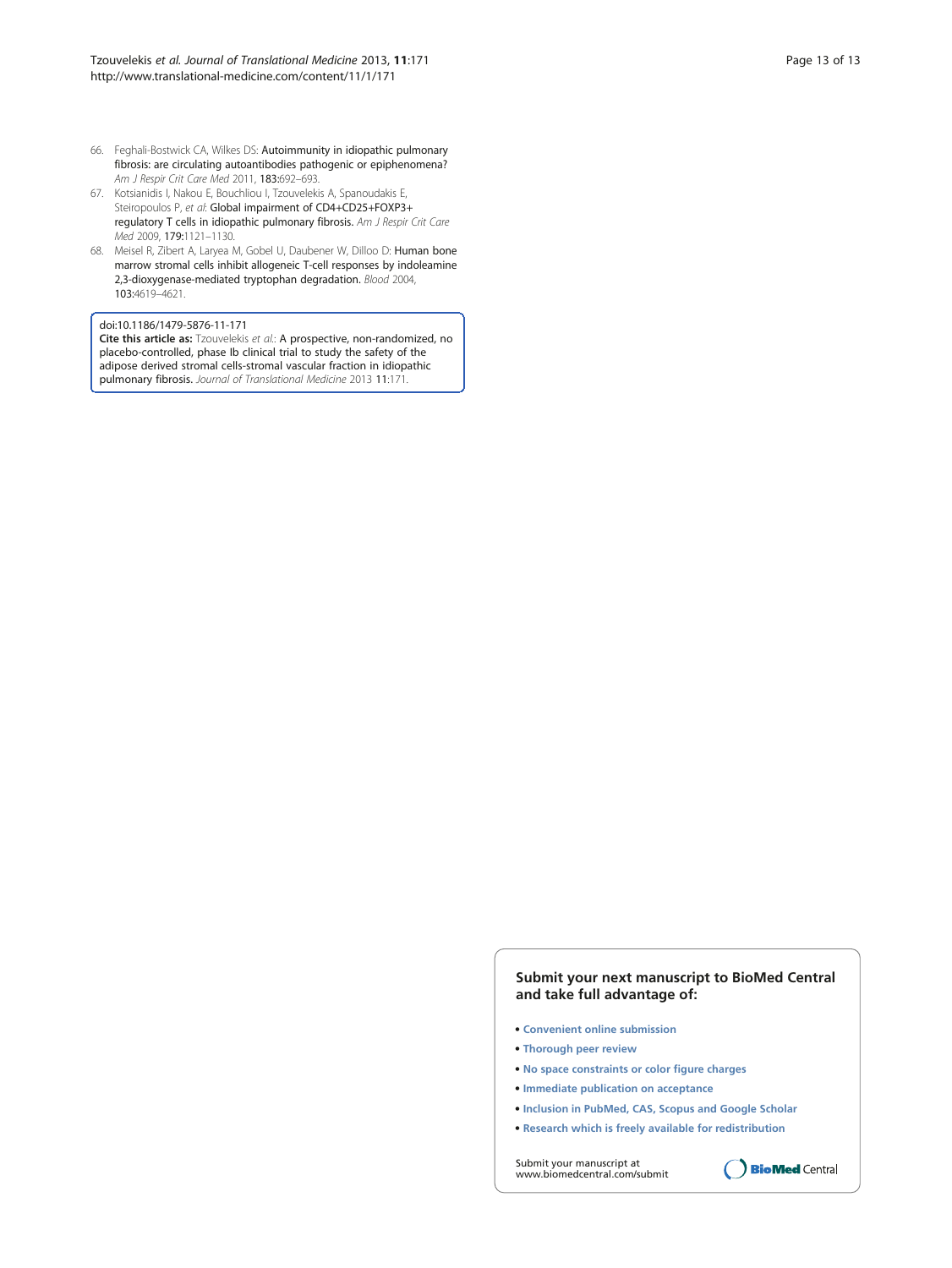66. Feghali-Bostwick CA, Wilkes DS: **Autoimmunity in idiopathic pulmonary fibrosis: are circulating autoantibodies pathogenic or epiphenomena?** *Am J Respir Crit Care Med* 2011, **183:**692–693.
67. Kotsianidis I, Nakou E, Bouchliou I, Tzouvelekis A, Spanoudakis E, Steiropoulos P, *et al*: **Global impairment of CD4+CD25+FOXP3+ regulatory T cells in idiopathic pulmonary fibrosis.** *Am J Respir Crit Care Med* 2009, **179:**1121–1130.
68. Meisel R, Zibert A, Laryea M, Gobel U, Daubener W, Dilloo D: **Human bone marrow stromal cells inhibit allogeneic T-cell responses by indoleamine 2,3-dioxygenase-mediated tryptophan degradation.** *Blood* 2004, **103:**4619–4621.

doi:10.1186/1479-5876-11-171

**Cite this article as:** Tzouvelekis *et al.*: A prospective, non-randomized, no placebo-controlled, phase Ib clinical trial to study the safety of the adipose derived stromal cells-stromal vascular fraction in idiopathic pulmonary fibrosis. *Journal of Translational Medicine* 2013 **11**:171.

**Submit your next manuscript to BioMed Central and take full advantage of:**

- **Convenient online submission**
- **Thorough peer review**
- **No space constraints or color figure charges**
- **Immediate publication on acceptance**
- **Inclusion in PubMed, CAS, Scopus and Google Scholar**
- **Research which is freely available for redistribution**

Submit your manuscript at
www.biomedcentral.com/submit

BioMed Central